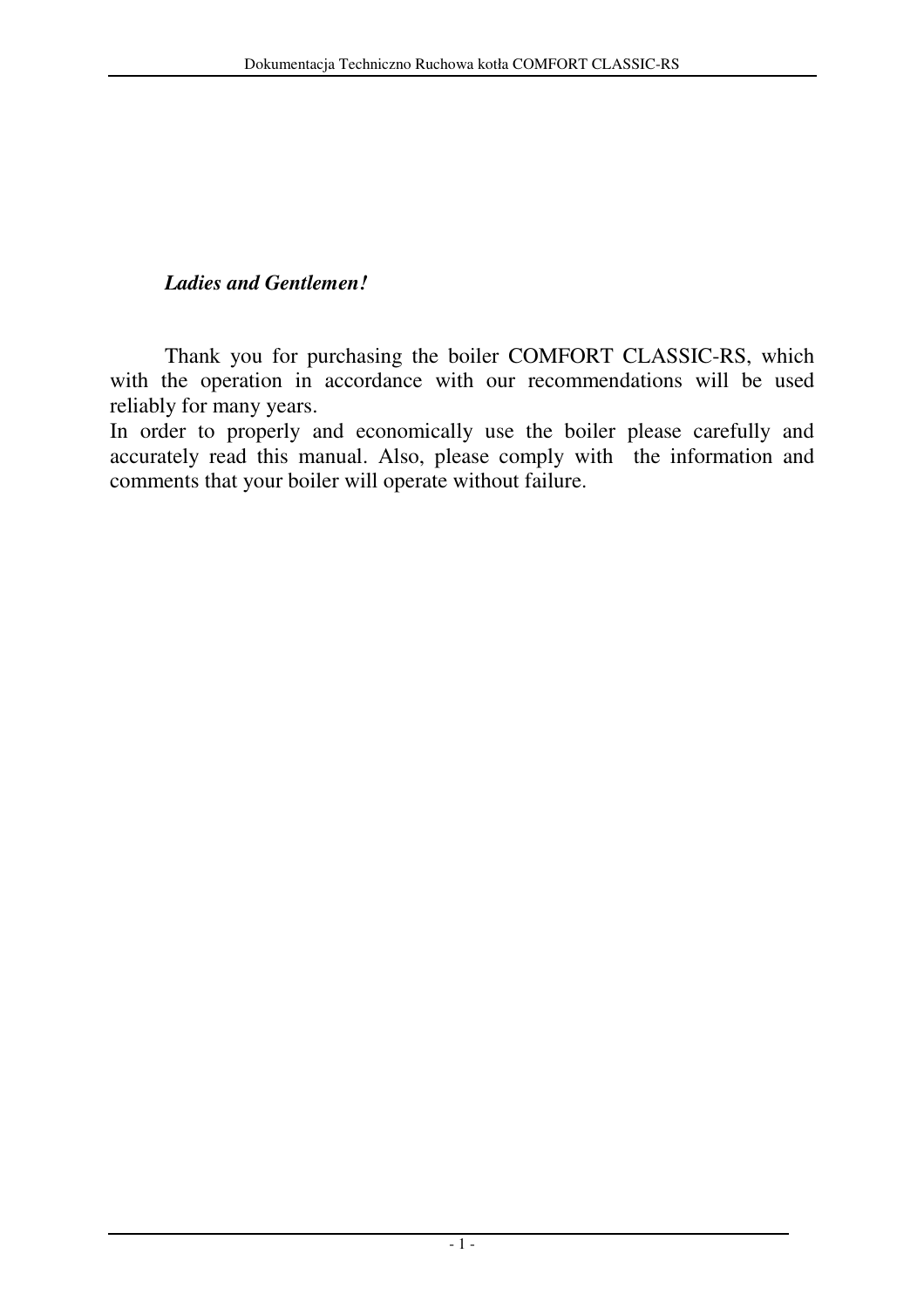*Ladies and Gentlemen!*

Thank you for purchasing the boiler COMFORT CLASSIC-RS, which with the operation in accordance with our recommendations will be used reliably for many years.
In order to properly and economically use the boiler please carefully and accurately read this manual. Also, please comply with the information and comments that your boiler will operate without failure.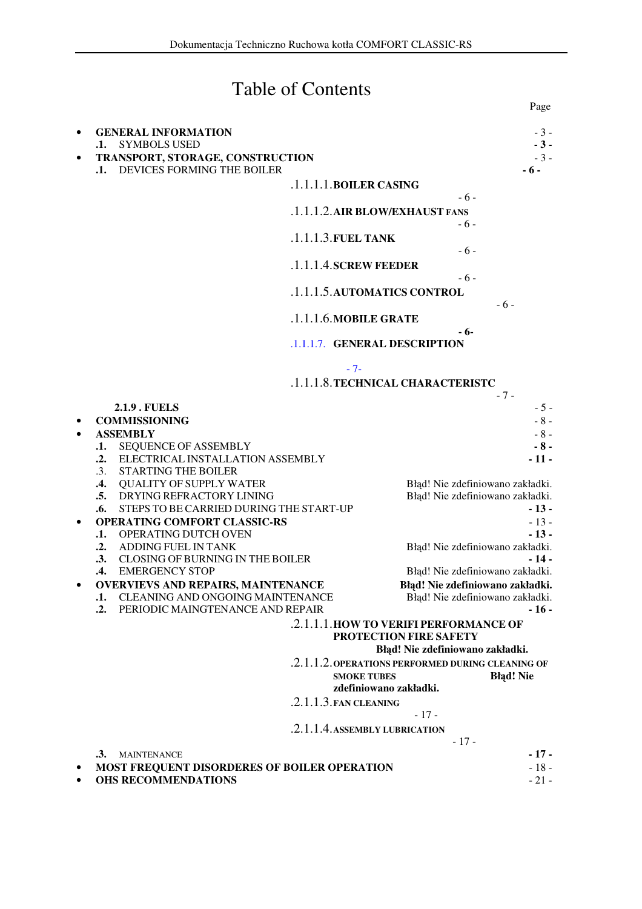# Table of Contents

Page

- **GENERAL INFORMATION** - 3 -
  - **.1.** SYMBOLS USED **- 3 -**
- **TRANSPORT, STORAGE, CONSTRUCTION** - 3 -
  - **.1.** DEVICES FORMING THE BOILER **- 6 -**
    - .1.1.1.1. **BOILER CASING** - 6 -
    - .1.1.1.2. **AIR BLOW/EXHAUST FANS** - 6 -
    - .1.1.1.3. **FUEL TANK** - 6 -
    - .1.1.1.4. **SCREW FEEDER** - 6 -
    - .1.1.1.5. **AUTOMATICS CONTROL** - 6 -
    - .1.1.1.6. **MOBILE GRATE** **- 6-**
    - .1.1.1.7. **GENERAL DESCRIPTION** - 7-
    - .1.1.1.8. **TECHNICAL CHARACTERISTC** - 7 -
  - **2.1.9 . FUELS** - 5 -
- **COMMISSIONING** - 8 -
- **ASSEMBLY** - 8 -
  - **.1.** SEQUENCE OF ASSEMBLY **- 8 -**
  - **.2.** ELECTRICAL INSTALLATION ASSEMBLY **- 11 -**
  - .3. STARTING THE BOILER
  - **.4.** QUALITY OF SUPPLY WATER Błąd! Nie zdefiniowano zakładki.
  - **.5.** DRYING REFRACTORY LINING Błąd! Nie zdefiniowano zakładki.
  - **.6.** STEPS TO BE CARRIED DURING THE START-UP **- 13 -**
- **OPERATING COMFORT CLASSIC-RS** - 13 -
  - **.1.** OPERATING DUTCH OVEN **- 13 -**
  - **.2.** ADDING FUEL IN TANK Błąd! Nie zdefiniowano zakładki.
  - **.3.** CLOSING OF BURNING IN THE BOILER **- 14 -**
  - **.4.** EMERGENCY STOP Błąd! Nie zdefiniowano zakładki.
- **OVERVIEVS AND REPAIRS, MAINTENANCE** **Błąd! Nie zdefiniowano zakładki.**
  - **.1.** CLEANING AND ONGOING MAINTENANCE Błąd! Nie zdefiniowano zakładki.
  - **.2.** PERIODIC MAINGTENANCE AND REPAIR **- 16 -**
    - .2.1.1.1. **HOW TO VERIFI PERFORMANCE OF PROTECTION FIRE SAFETY** **Błąd! Nie zdefiniowano zakładki.**
    - .2.1.1.2. **OPERATIONS PERFORMED DURING CLEANING OF SMOKE TUBES** **Błąd! Nie zdefiniowano zakładki.**
    - .2.1.1.3. **FAN CLEANING** - 17 -
    - .2.1.1.4. **ASSEMBLY LUBRICATION** - 17 -
  - **.3.** MAINTENANCE **- 17 -**
- **MOST FREQUENT DISORDERES OF BOILER OPERATION** - 18 -
- **OHS RECOMMENDATIONS** - 21 -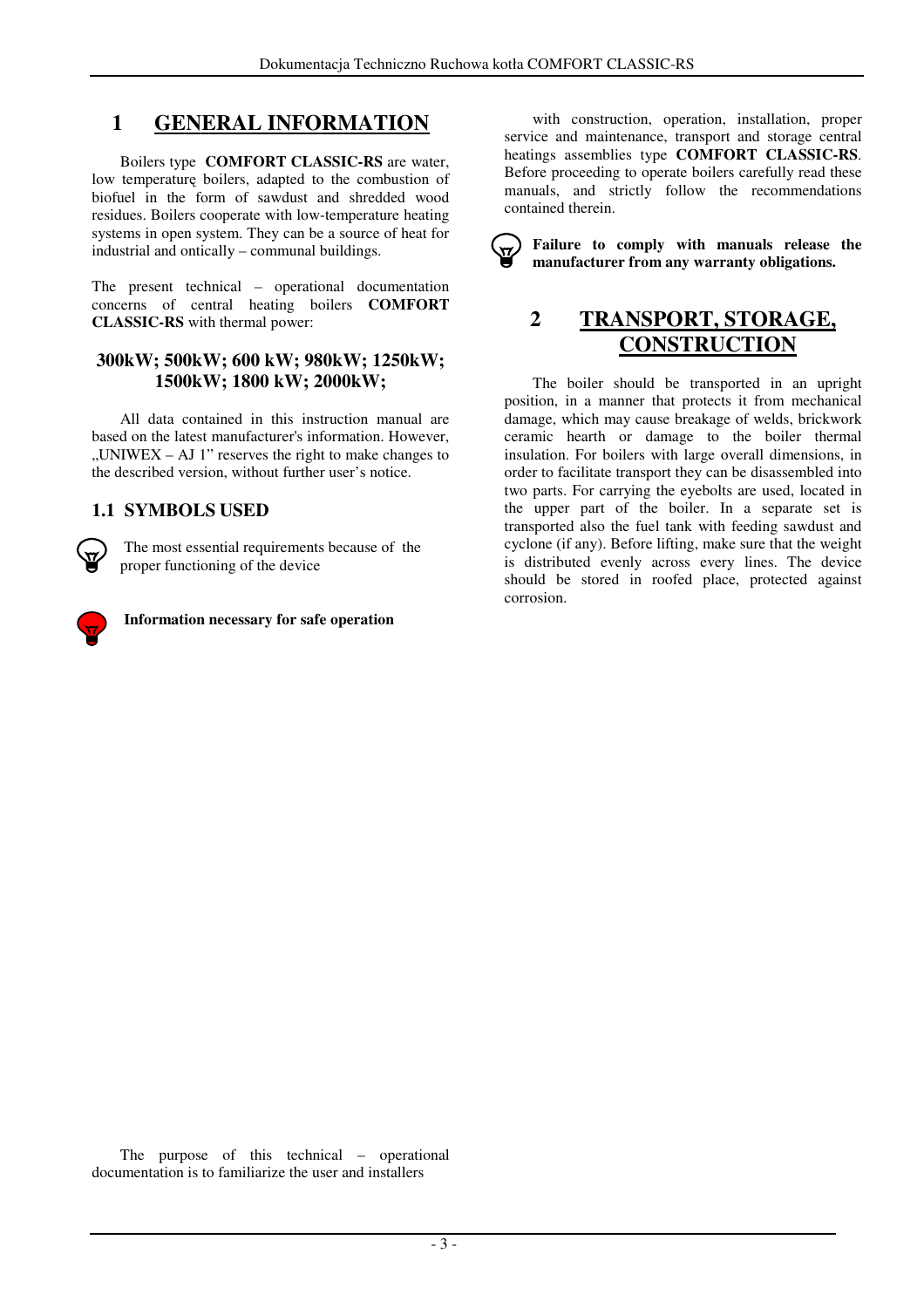# 1 GENERAL INFORMATION

Boilers type **COMFORT CLASSIC-RS** are water, low temperaturę boilers, adapted to the combustion of biofuel in the form of sawdust and shredded wood residues. Boilers cooperate with low-temperature heating systems in open system. They can be a source of heat for industrial and ontically – communal buildings.

The present technical – operational documentation concerns of central heating boilers **COMFORT CLASSIC-RS** with thermal power:

**300kW; 500kW; 600 kW; 980kW; 1250kW; 1500kW; 1800 kW; 2000kW;**

All data contained in this instruction manual are based on the latest manufacturer's information. However, „UNIWEX – AJ 1" reserves the right to make changes to the described version, without further user's notice.

## 1.1 SYMBOLS USED

The most essential requirements because of the proper functioning of the device

**Information necessary for safe operation**

The purpose of this technical – operational documentation is to familiarize the user and installers with construction, operation, installation, proper service and maintenance, transport and storage central heatings assemblies type **COMFORT CLASSIC-RS**. Before proceeding to operate boilers carefully read these manuals, and strictly follow the recommendations contained therein.

**Failure to comply with manuals release the manufacturer from any warranty obligations.**

# 2 TRANSPORT, STORAGE, CONSTRUCTION

The boiler should be transported in an upright position, in a manner that protects it from mechanical damage, which may cause breakage of welds, brickwork ceramic hearth or damage to the boiler thermal insulation. For boilers with large overall dimensions, in order to facilitate transport they can be disassembled into two parts. For carrying the eyebolts are used, located in the upper part of the boiler. In a separate set is transported also the fuel tank with feeding sawdust and cyclone (if any). Before lifting, make sure that the weight is distributed evenly across every lines. The device should be stored in roofed place, protected against corrosion.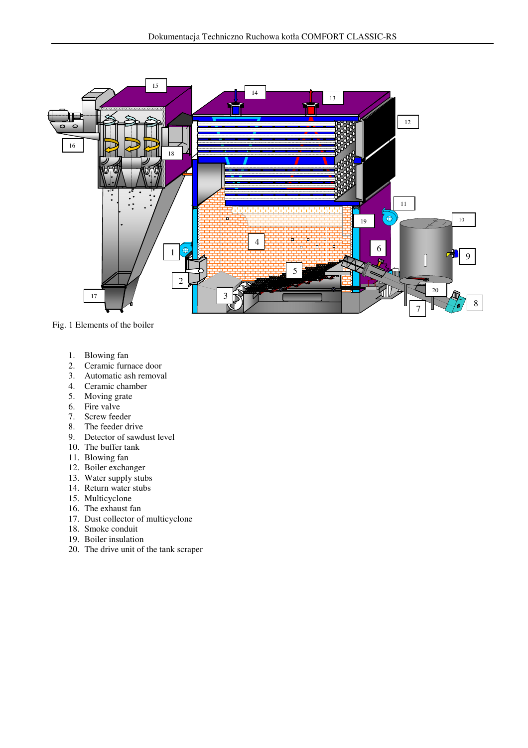Fig. 1 Elements of the boiler

1. Blowing fan
2. Ceramic furnace door
3. Automatic ash removal
4. Ceramic chamber
5. Moving grate
6. Fire valve
7. Screw feeder
8. The feeder drive
9. Detector of sawdust level
10. The buffer tank
11. Blowing fan
12. Boiler exchanger
13. Water supply stubs
14. Return water stubs
15. Multicyclone
16. The exhaust fan
17. Dust collector of multicyclone
18. Smoke conduit
19. Boiler insulation
20. The drive unit of the tank scraper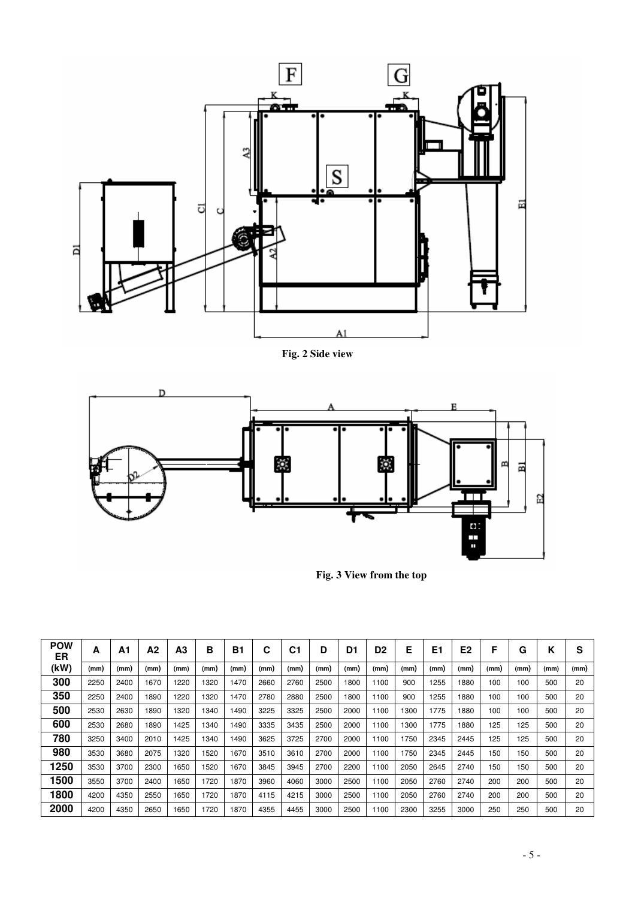Fig. 2 Side view

Fig. 3 View from the top

| POWER (kW) | A (mm) | A1 (mm) | A2 (mm) | A3 (mm) | B (mm) | B1 (mm) | C (mm) | C1 (mm) | D (mm) | D1 (mm) | D2 (mm) | E (mm) | E1 (mm) | E2 (mm) | F (mm) | G (mm) | K (mm) | S (mm) |
|---|---|---|---|---|---|---|---|---|---|---|---|---|---|---|---|---|---|---|
| **300** | 2250 | 2400 | 1670 | 1220 | 1320 | 1470 | 2660 | 2760 | 2500 | 1800 | 1100 | 900 | 1255 | 1880 | 100 | 100 | 500 | 20 |
| **350** | 2250 | 2400 | 1890 | 1220 | 1320 | 1470 | 2780 | 2880 | 2500 | 1800 | 1100 | 900 | 1255 | 1880 | 100 | 100 | 500 | 20 |
| **500** | 2530 | 2630 | 1890 | 1320 | 1340 | 1490 | 3225 | 3325 | 2500 | 2000 | 1100 | 1300 | 1775 | 1880 | 100 | 100 | 500 | 20 |
| **600** | 2530 | 2680 | 1890 | 1425 | 1340 | 1490 | 3335 | 3435 | 2500 | 2000 | 1100 | 1300 | 1775 | 1880 | 125 | 125 | 500 | 20 |
| **780** | 3250 | 3400 | 2010 | 1425 | 1340 | 1490 | 3625 | 3725 | 2700 | 2000 | 1100 | 1750 | 2345 | 2445 | 125 | 125 | 500 | 20 |
| **980** | 3530 | 3680 | 2075 | 1320 | 1520 | 1670 | 3510 | 3610 | 2700 | 2000 | 1100 | 1750 | 2345 | 2445 | 150 | 150 | 500 | 20 |
| **1250** | 3530 | 3700 | 2300 | 1650 | 1520 | 1670 | 3845 | 3945 | 2700 | 2200 | 1100 | 2050 | 2645 | 2740 | 150 | 150 | 500 | 20 |
| **1500** | 3550 | 3700 | 2400 | 1650 | 1720 | 1870 | 3960 | 4060 | 3000 | 2500 | 1100 | 2050 | 2760 | 2740 | 200 | 200 | 500 | 20 |
| **1800** | 4200 | 4350 | 2550 | 1650 | 1720 | 1870 | 4115 | 4215 | 3000 | 2500 | 1100 | 2050 | 2760 | 2740 | 200 | 200 | 500 | 20 |
| **2000** | 4200 | 4350 | 2650 | 1650 | 1720 | 1870 | 4355 | 4455 | 3000 | 2500 | 1100 | 2300 | 3255 | 3000 | 250 | 250 | 500 | 20 |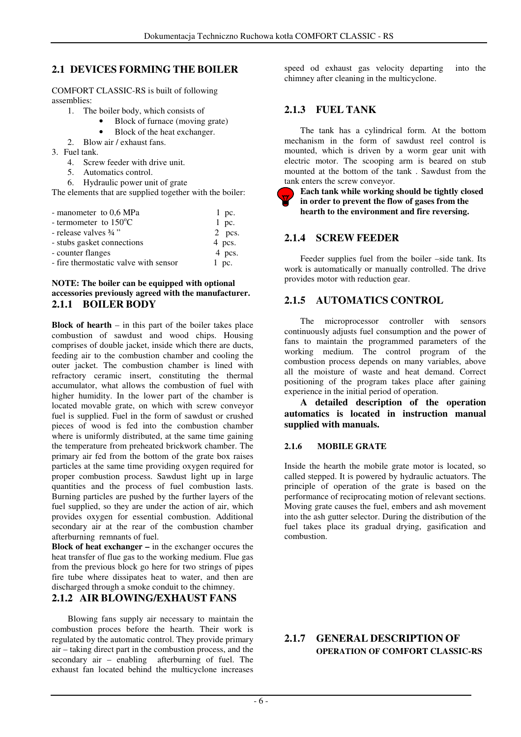## 2.1 DEVICES FORMING THE BOILER

COMFORT CLASSIC-RS is built of following assemblies:

1. The boiler body, which consists of
   - Block of furnace (moving grate)
   - Block of the heat exchanger.
2. Blow air / exhaust fans.
3. Fuel tank.
4. Screw feeder with drive unit.
5. Automatics control.
6. Hydraulic power unit of grate

The elements that are supplied together with the boiler:

| | |
|---|---|
| - manometer to 0,6 MPa | 1 pc. |
| - termometer to 150°C | 1 pc. |
| - release valves ¾ " | 2 pcs. |
| - stubs gasket connections | 4 pcs. |
| - counter flanges | 4 pcs. |
| - fire thermostatic valve with sensor | 1 pc. |

**NOTE: The boiler can be equipped with optional accessories previously agreed with the manufacturer.**

### 2.1.1 BOILER BODY

**Block of hearth** – in this part of the boiler takes place combustion of sawdust and wood chips. Housing comprises of double jacket, inside which there are ducts, feeding air to the combustion chamber and cooling the outer jacket. The combustion chamber is lined with refractory ceramic insert, constituting the thermal accumulator, what allows the combustion of fuel with higher humidity. In the lower part of the chamber is located movable grate, on which with screw conveyor fuel is supplied. Fuel in the form of sawdust or crushed pieces of wood is fed into the combustion chamber where is uniformly distributed, at the same time gaining the temperature from preheated brickwork chamber. The primary air fed from the bottom of the grate box raises particles at the same time providing oxygen required for proper combustion process. Sawdust light up in large quantities and the process of fuel combustion lasts. Burning particles are pushed by the further layers of the fuel supplied, so they are under the action of air, which provides oxygen for essential combustion. Additional secondary air at the rear of the combustion chamber afterburning remnants of fuel.

**Block of heat exchanger –** in the exchanger occures the heat transfer of flue gas to the working medium. Flue gas from the previous block go here for two strings of pipes fire tube where dissipates heat to water, and then are discharged through a smoke conduit to the chimney.

### 2.1.2 AIR BLOWING/EXHAUST FANS

Blowing fans supply air necessary to maintain the combustion proces before the hearth. Their work is regulated by the automatic control. They provide primary air – taking direct part in the combustion process, and the secondary air – enabling afterburning of fuel. The exhaust fan located behind the multicyclone increases speed od exhaust gas velocity departing into the chimney after cleaning in the multicyclone.

### 2.1.3 FUEL TANK

The tank has a cylindrical form. At the bottom mechanism in the form of sawdust reel control is mounted, which is driven by a worm gear unit with electric motor. The scooping arm is beared on stub mounted at the bottom of the tank . Sawdust from the tank enters the screw conveyor.

**Each tank while working should be tightly closed in order to prevent the flow of gases from the hearth to the environment and fire reversing.**

### 2.1.4 SCREW FEEDER

Feeder supplies fuel from the boiler –side tank. Its work is automatically or manually controlled. The drive provides motor with reduction gear.

### 2.1.5 AUTOMATICS CONTROL

The microprocessor controller with sensors continuously adjusts fuel consumption and the power of fans to maintain the programmed parameters of the working medium. The control program of the combustion process depends on many variables, above all the moisture of waste and heat demand. Correct positioning of the program takes place after gaining experience in the initial period of operation.

**A detailed description of the operation automatics is located in instruction manual supplied with manuals.**

### 2.1.6 MOBILE GRATE

Inside the hearth the mobile grate motor is located, so called stepped. It is powered by hydraulic actuators. The principle of operation of the grate is based on the performance of reciprocating motion of relevant sections. Moving grate causes the fuel, embers and ash movement into the ash gutter selector. During the distribution of the fuel takes place its gradual drying, gasification and combustion.

### 2.1.7 GENERAL DESCRIPTION OF OPERATION OF COMFORT CLASSIC-RS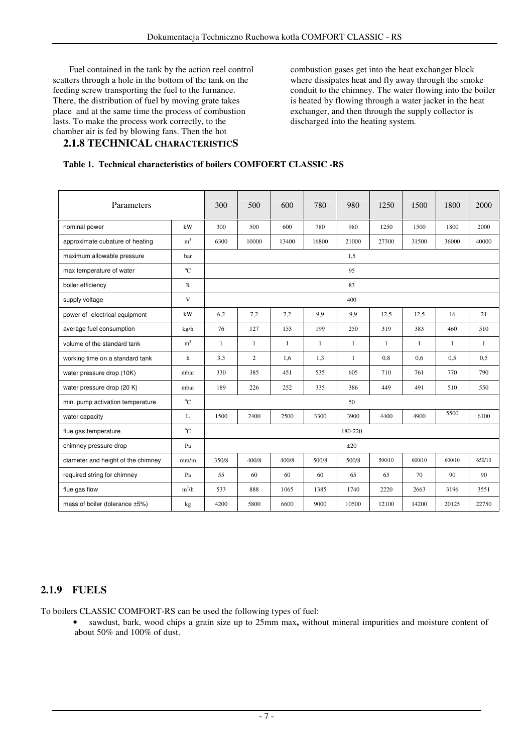Fuel contained in the tank by the action reel control scatters through a hole in the bottom of the tank on the feeding screw transporting the fuel to the furnance. There, the distribution of fuel by moving grate takes place and at the same time the process of combustion lasts. To make the process work correctly, to the chamber air is fed by blowing fans. Then the hot combustion gases get into the heat exchanger block where dissipates heat and fly away through the smoke conduit to the chimney. The water flowing into the boiler is heated by flowing through a water jacket in the heat exchanger, and then through the supply collector is discharged into the heating system.

### 2.1.8 TECHNICAL CHARACTERISTICS

**Table 1. Technical characteristics of boilers COMFOERT CLASSIC -RS**

| Parameters | | 300 | 500 | 600 | 780 | 980 | 1250 | 1500 | 1800 | 2000 |
|---|---|---|---|---|---|---|---|---|---|---|
| nominal power | kW | 300 | 500 | 600 | 780 | 980 | 1250 | 1500 | 1800 | 2000 |
| approximate cubature of heating | $m^3$ | 6300 | 10000 | 13400 | 16800 | 21000 | 27300 | 31500 | 36000 | 40000 |
| maximum allowable pressure | bar | 1,5 | | | | | | | | |
| max temperature of water | °C | 95 | | | | | | | | |
| boiler efficiency | % | 83 | | | | | | | | |
| supply voltage | V | 400 | | | | | | | | |
| power of electrical equipment | kW | 6,2 | 7,2 | 7,2 | 9,9 | 9,9 | 12,5 | 12,5 | 16 | 21 |
| average fuel consumption | kg/h | 76 | 127 | 153 | 199 | 250 | 319 | 383 | 460 | 510 |
| volume of the standard tank | $m^3$ | 1 | 1 | 1 | 1 | 1 | 1 | 1 | 1 | 1 |
| working time on a standard tank | h | 3,3 | 2 | 1,6 | 1,3 | 1 | 0,8 | 0,6 | 0,5 | 0,5 |
| water pressure drop (10K) | mbar | 330 | 385 | 451 | 535 | 605 | 710 | 761 | 770 | 790 |
| water pressure drop (20 K) | mbar | 189 | 226 | 252 | 335 | 386 | 449 | 491 | 510 | 550 |
| min. pump activation temperature | °C | 50 | | | | | | | | |
| water capacity | L | 1500 | 2400 | 2500 | 3300 | 3900 | 4400 | 4900 | 5500 | 6100 |
| flue gas temperature | °C | 180-220 | | | | | | | | |
| chimney pressure drop | Pa | ±20 | | | | | | | | |
| diameter and height of the chimney | mm/m | 350/8 | 400/8 | 400/8 | 500/8 | 500/8 | 500/10 | 600/10 | 600/10 | 650/10 |
| required string for chimney | Pa | 55 | 60 | 60 | 60 | 65 | 65 | 70 | 90 | 90 |
| flue gas flow | $m^3/h$ | 533 | 888 | 1065 | 1385 | 1740 | 2220 | 2663 | 3196 | 3551 |
| mass of boiler (tolerance ±5%) | kg | 4200 | 5800 | 6600 | 9000 | 10500 | 12100 | 14200 | 20125 | 22750 |

## 2.1.9 FUELS

To boilers CLASSIC COMFORT-RS can be used the following types of fuel:

- sawdust, bark, wood chips a grain size up to 25mm max**,** without mineral impurities and moisture content of about 50% and 100% of dust.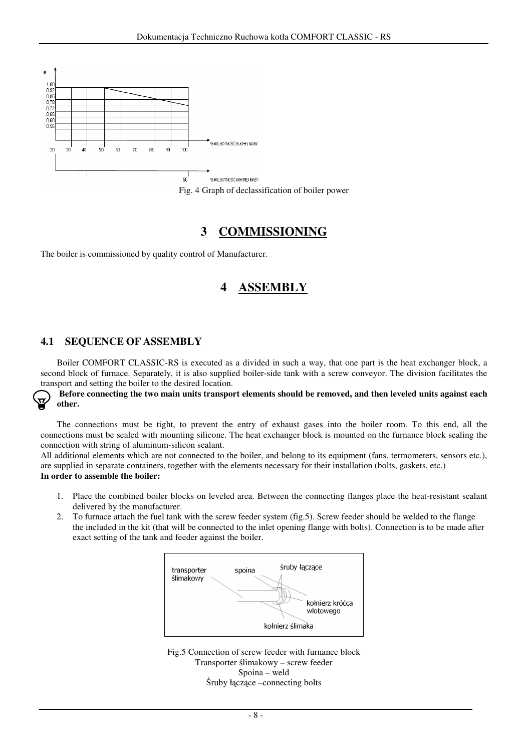Fig. 4 Graph of declassification of boiler power

# 3 COMMISSIONING

The boiler is commissioned by quality control of Manufacturer.

# 4 ASSEMBLY

## 4.1 SEQUENCE OF ASSEMBLY

Boiler COMFORT CLASSIC-RS is executed as a divided in such a way, that one part is the heat exchanger block, a second block of furnace. Separately, it is also supplied boiler-side tank with a screw conveyor. The division facilitates the transport and setting the boiler to the desired location.

**Before connecting the two main units transport elements should be removed, and then leveled units against each other.**

The connections must be tight, to prevent the entry of exhaust gases into the boiler room. To this end, all the connections must be sealed with mounting silicone. The heat exchanger block is mounted on the furnance block sealing the connection with string of aluminum-silicon sealant.

All additional elements which are not connected to the boiler, and belong to its equipment (fans, termometers, sensors etc.), are supplied in separate containers, together with the elements necessary for their installation (bolts, gaskets, etc.)

**In order to assemble the boiler:**

1. Place the combined boiler blocks on leveled area. Between the connecting flanges place the heat-resistant sealant delivered by the manufacturer.
2. To furnace attach the fuel tank with the screw feeder system (fig.5). Screw feeder should be welded to the flange the included in the kit (that will be connected to the inlet opening flange with bolts). Connection is to be made after exact setting of the tank and feeder against the boiler.

Fig.5 Connection of screw feeder with furnance block
Transporter ślimakowy – screw feeder
Spoina – weld
Śruby łączące –connecting bolts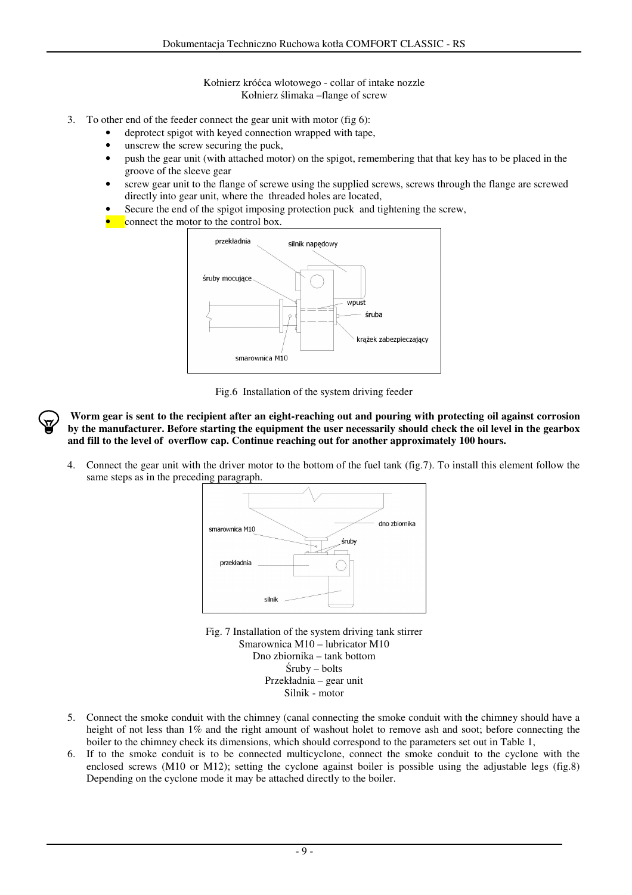Kołnierz króćca wlotowego - collar of intake nozzle
Kołnierz ślimaka –flange of screw

3. To other end of the feeder connect the gear unit with motor (fig 6):
   - deprotect spigot with keyed connection wrapped with tape,
   - unscrew the screw securing the puck,
   - push the gear unit (with attached motor) on the spigot, remembering that that key has to be placed in the groove of the sleeve gear
   - screw gear unit to the flange of screwe using the supplied screws, screws through the flange are screwed directly into gear unit, where the threaded holes are located,
   - Secure the end of the spigot imposing protection puck and tightening the screw,
   - connect the motor to the control box.

przekładnia
silnik napędowy
śruby mocujące
wpust
śruba
krążek zabezpieczający
smarownica M10

Fig.6 Installation of the system driving feeder

**Worm gear is sent to the recipient after an eight-reaching out and pouring with protecting oil against corrosion by the manufacturer. Before starting the equipment the user necessarily should check the oil level in the gearbox and fill to the level of overflow cap. Continue reaching out for another approximately 100 hours.**

4. Connect the gear unit with the driver motor to the bottom of the fuel tank (fig.7). To install this element follow the same steps as in the preceding paragraph.

dno zbiornika
smarownica M10
śruby
przekładnia
silnik

Fig. 7 Installation of the system driving tank stirrer
Smarownica M10 – lubricator M10
Dno zbiornika – tank bottom
Śruby – bolts
Przekładnia – gear unit
Silnik - motor

5. Connect the smoke conduit with the chimney (canal connecting the smoke conduit with the chimney should have a height of not less than 1% and the right amount of washout holet to remove ash and soot; before connecting the boiler to the chimney check its dimensions, which should correspond to the parameters set out in Table 1,
6. If to the smoke conduit is to be connected multicyclone, connect the smoke conduit to the cyclone with the enclosed screws (M10 or M12); setting the cyclone against boiler is possible using the adjustable legs (fig.8) Depending on the cyclone mode it may be attached directly to the boiler.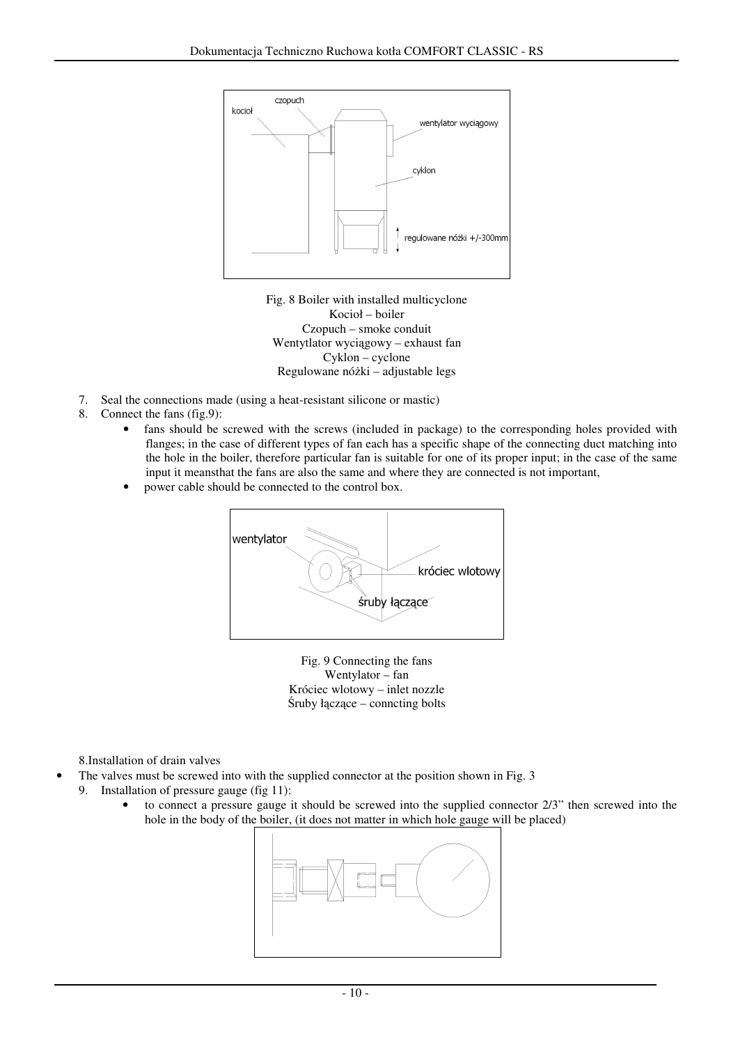Fig. 8 Boiler with installed multicyclone
Kocioł – boiler
Czopuch – smoke conduit
Wentytlator wyciągowy – exhaust fan
Cyklon – cyclone
Regulowane nóżki – adjustable legs

7. Seal the connections made (using a heat-resistant silicone or mastic)
8. Connect the fans (fig.9):
    - fans should be screwed with the screws (included in package) to the corresponding holes provided with flanges; in the case of different types of fan each has a specific shape of the connecting duct matching into the hole in the boiler, therefore particular fan is suitable for one of its proper input; in the case of the same input it meansthat the fans are also the same and where they are connected is not important,
    - power cable should be connected to the control box.

Fig. 9 Connecting the fans
Wentylator – fan
Króciec wlotowy – inlet nozzle
Śruby łączące – conncting bolts

8.Installation of drain valves

- The valves must be screwed into with the supplied connector at the position shown in Fig. 3

9. Installation of pressure gauge (fig 11):
    - to connect a pressure gauge it should be screwed into the supplied connector 2/3" then screwed into the hole in the body of the boiler, (it does not matter in which hole gauge will be placed)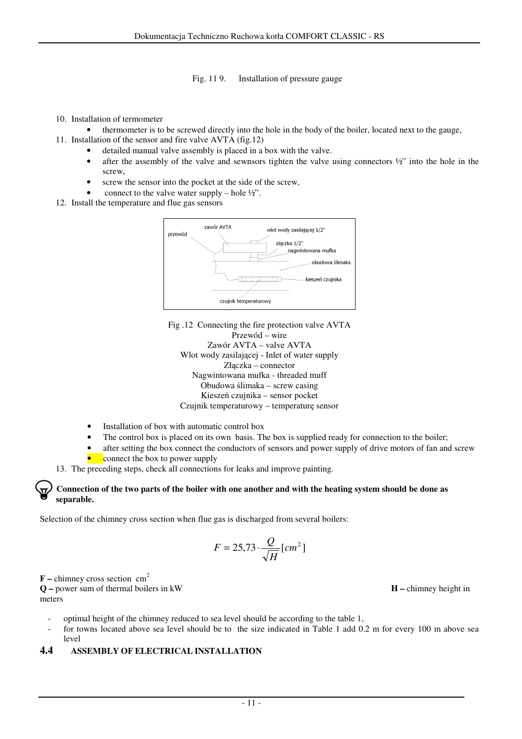Fig. 11 9. Installation of pressure gauge

10. Installation of termometer
    - thermometer is to be screwed directly into the hole in the body of the boiler, located next to the gauge,
11. Installation of the sensor and fire valve AVTA (fig.12)
    - detailed manual valve assembly is placed in a box with the valve.
    - after the assembly of the valve and sewnsors tighten the valve using connectors ½" into the hole in the screw,
    - screw the sensor into the pocket at the side of the screw,
    - connect to the valve water supply – hole ½".
12. Install the temperature and flue gas sensors

Fig .12 Connecting the fire protection valve AVTA
Przewód – wire
Zawór AVTA – valve AVTA
Wlot wody zasilającej - Inlet of water supply
Złączka – connector
Nagwintowana mufka - threaded muff
Obudowa ślimaka – screw casing
Kieszeń czujnika – sensor pocket
Czujnik temperaturowy – temperaturę sensor

- Installation of box with automatic control box
- The control box is placed on its own basis. The box is supplied ready for connection to the boiler;
- after setting the box connect the conductors of sensors and power supply of drive motors of fan and screw
- connect the box to power supply

13. The preceding steps, check all connections for leaks and improve painting.

**Connection of the two parts of the boiler with one another and with the heating system should be done as separable.**

Selection of the chimney cross section when flue gas is discharged from several boilers:

$$F = 25{,}73 \cdot \frac{Q}{\sqrt{H}} [cm^2]$$

**F –** chimney cross section $cm^2$
**Q –** power sum of thermal boilers in kW **H –** chimney height in meters

- optimal height of the chimney reduced to sea level should be according to the table 1,
- for towns located above sea level should be to the size indicated in Table 1 add 0.2 m for every 100 m above sea level

## 4.4 ASSEMBLY OF ELECTRICAL INSTALLATION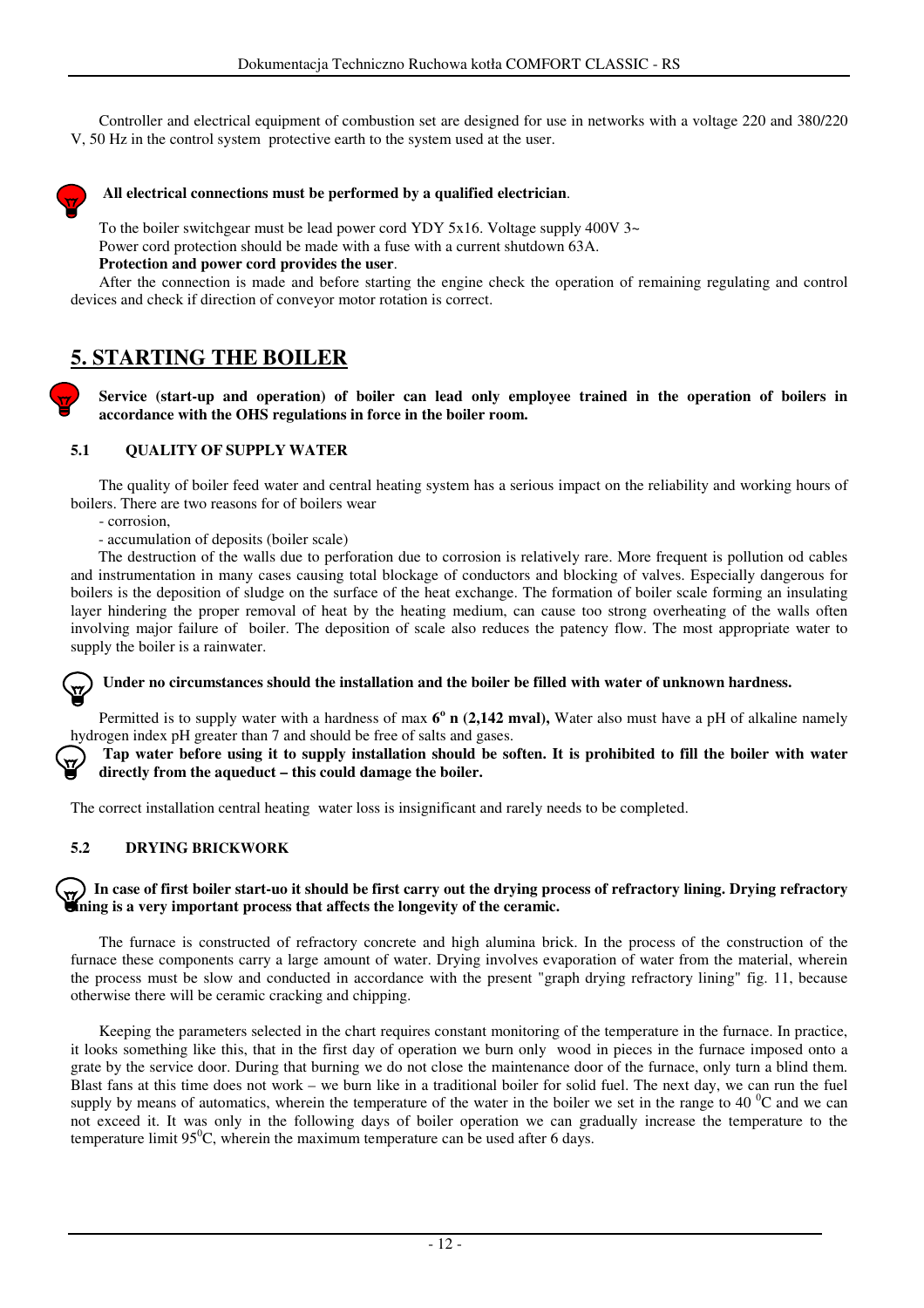Controller and electrical equipment of combustion set are designed for use in networks with a voltage 220 $^{0}$C and 380/220 V, 50 Hz in the control system protective earth to the system used at the user.

**All electrical connections must be performed by a qualified electrician**.

To the boiler switchgear must be lead power cord YDY 5x16. Voltage supply 400V 3~
Power cord protection should be made with a fuse with a current shutdown 63A.
**Protection and power cord provides the user**.
After the connection is made and before starting the engine check the operation of remaining regulating and control devices and check if direction of conveyor motor rotation is correct.

# 5. STARTING THE BOILER

**Service (start-up and operation) of boiler can lead only employee trained in the operation of boilers in accordance with the OHS regulations in force in the boiler room.**

## 5.1 QUALITY OF SUPPLY WATER

The quality of boiler feed water and central heating system has a serious impact on the reliability and working hours of boilers. There are two reasons for of boilers wear

- corrosion,
- accumulation of deposits (boiler scale)

The destruction of the walls due to perforation due to corrosion is relatively rare. More frequent is pollution od cables and instrumentation in many cases causing total blockage of conductors and blocking of valves. Especially dangerous for boilers is the deposition of sludge on the surface of the heat exchange. The formation of boiler scale forming an insulating layer hindering the proper removal of heat by the heating medium, can cause too strong overheating of the walls often involving major failure of boiler. The deposition of scale also reduces the patency flow. The most appropriate water to supply the boiler is a rainwater.

**Under no circumstances should the installation and the boiler be filled with water of unknown hardness.**

Permitted is to supply water with a hardness of max **6$^{o}$ n (2,142 mval),** Water also must have a pH of alkaline namely hydrogen index pH greater than 7 and should be free of salts and gases.

**Tap water before using it to supply installation should be soften. It is prohibited to fill the boiler with water directly from the aqueduct – this could damage the boiler.**

The correct installation central heating water loss is insignificant and rarely needs to be completed.

## 5.2 DRYING BRICKWORK

**In case of first boiler start-uo it should be first carry out the drying process of refractory lining. Drying refractory lining is a very important process that affects the longevity of the ceramic.**

The furnace is constructed of refractory concrete and high alumina brick. In the process of the construction of the furnace these components carry a large amount of water. Drying involves evaporation of water from the material, wherein the process must be slow and conducted in accordance with the present "graph drying refractory lining" fig. 11, because otherwise there will be ceramic cracking and chipping.

Keeping the parameters selected in the chart requires constant monitoring of the temperature in the furnace. In practice, it looks something like this, that in the first day of operation we burn only wood in pieces in the furnace imposed onto a grate by the service door. During that burning we do not close the maintenance door of the furnace, only turn a blind them. Blast fans at this time does not work – we burn like in a traditional boiler for solid fuel. The next day, we can run the fuel supply by means of automatics, wherein the temperature of the water in the boiler we set in the range to 40 $^{0}$C and we can not exceed it. It was only in the following days of boiler operation we can gradually increase the temperature to the temperature limit 95$^{0}$C, wherein the maximum temperature can be used after 6 days.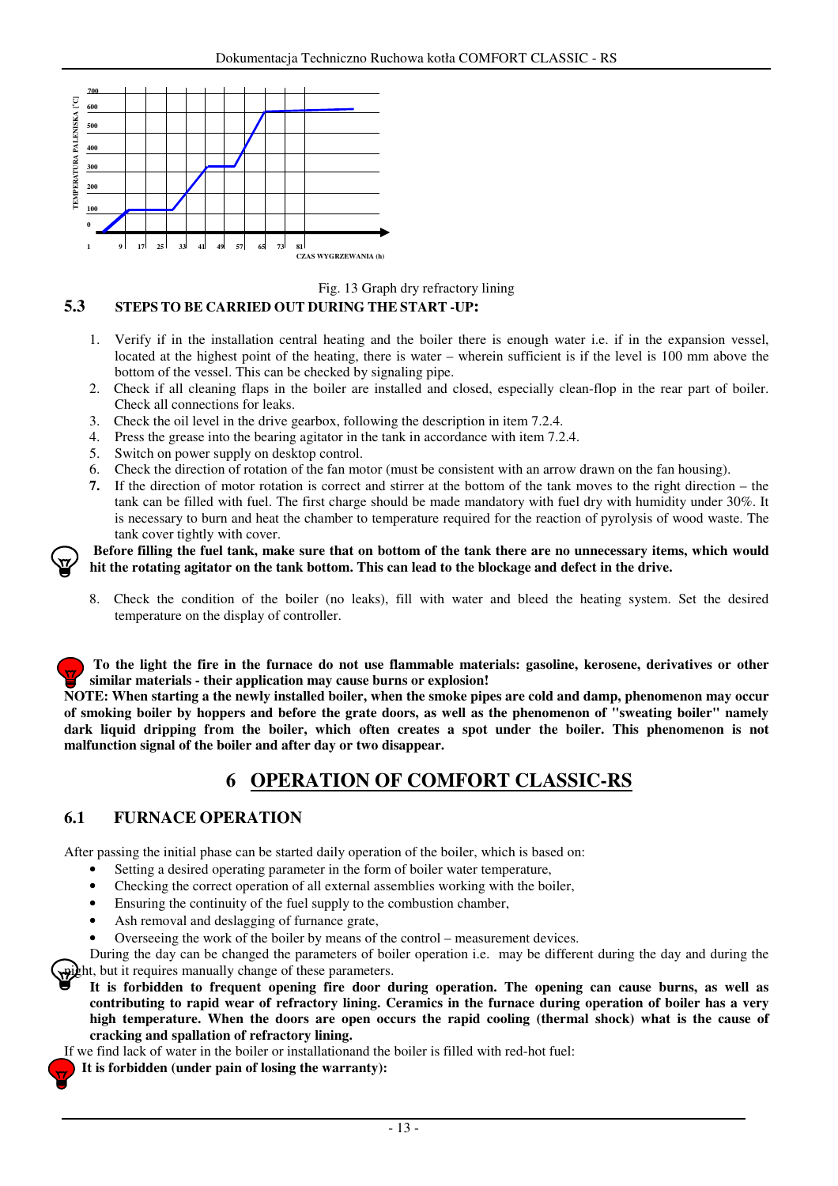Fig. 13 Graph dry refractory lining

### 5.3 STEPS TO BE CARRIED OUT DURING THE START -UP:

1. Verify if in the installation central heating and the boiler there is enough water i.e. if in the expansion vessel, located at the highest point of the heating, there is water – wherein sufficient is if the level is 100 mm above the bottom of the vessel. This can be checked by signaling pipe.
2. Check if all cleaning flaps in the boiler are installed and closed, especially clean-flop in the rear part of boiler. Check all connections for leaks.
3. Check the oil level in the drive gearbox, following the description in item 7.2.4.
4. Press the grease into the bearing agitator in the tank in accordance with item 7.2.4.
5. Switch on power supply on desktop control.
6. Check the direction of rotation of the fan motor (must be consistent with an arrow drawn on the fan housing).
7. If the direction of motor rotation is correct and stirrer at the bottom of the tank moves to the right direction – the tank can be filled with fuel. The first charge should be made mandatory with fuel dry with humidity under 30%. It is necessary to burn and heat the chamber to temperature required for the reaction of pyrolysis of wood waste. The tank cover tightly with cover.

**Before filling the fuel tank, make sure that on bottom of the tank there are no unnecessary items, which would hit the rotating agitator on the tank bottom. This can lead to the blockage and defect in the drive.**

8. Check the condition of the boiler (no leaks), fill with water and bleed the heating system. Set the desired temperature on the display of controller.

**To the light the fire in the furnace do not use flammable materials: gasoline, kerosene, derivatives or other similar materials - their application may cause burns or explosion!**

**NOTE: When starting a the newly installed boiler, when the smoke pipes are cold and damp, phenomenon may occur of smoking boiler by hoppers and before the grate doors, as well as the phenomenon of "sweating boiler" namely dark liquid dripping from the boiler, which often creates a spot under the boiler. This phenomenon is not malfunction signal of the boiler and after day or two disappear.**

# 6 OPERATION OF COMFORT CLASSIC-RS

## 6.1 FURNACE OPERATION

After passing the initial phase can be started daily operation of the boiler, which is based on:

- Setting a desired operating parameter in the form of boiler water temperature,
- Checking the correct operation of all external assemblies working with the boiler,
- Ensuring the continuity of the fuel supply to the combustion chamber,
- Ash removal and deslagging of furnance grate,
- Overseeing the work of the boiler by means of the control – measurement devices.

During the day can be changed the parameters of boiler operation i.e. may be different during the day and during the night, but it requires manually change of these parameters.

**It is forbidden to frequent opening fire door during operation. The opening can cause burns, as well as contributing to rapid wear of refractory lining. Ceramics in the furnace during operation of boiler has a very high temperature. When the doors are open occurs the rapid cooling (thermal shock) what is the cause of cracking and spallation of refractory lining.**

If we find lack of water in the boiler or installationand the boiler is filled with red-hot fuel:

**It is forbidden (under pain of losing the warranty):**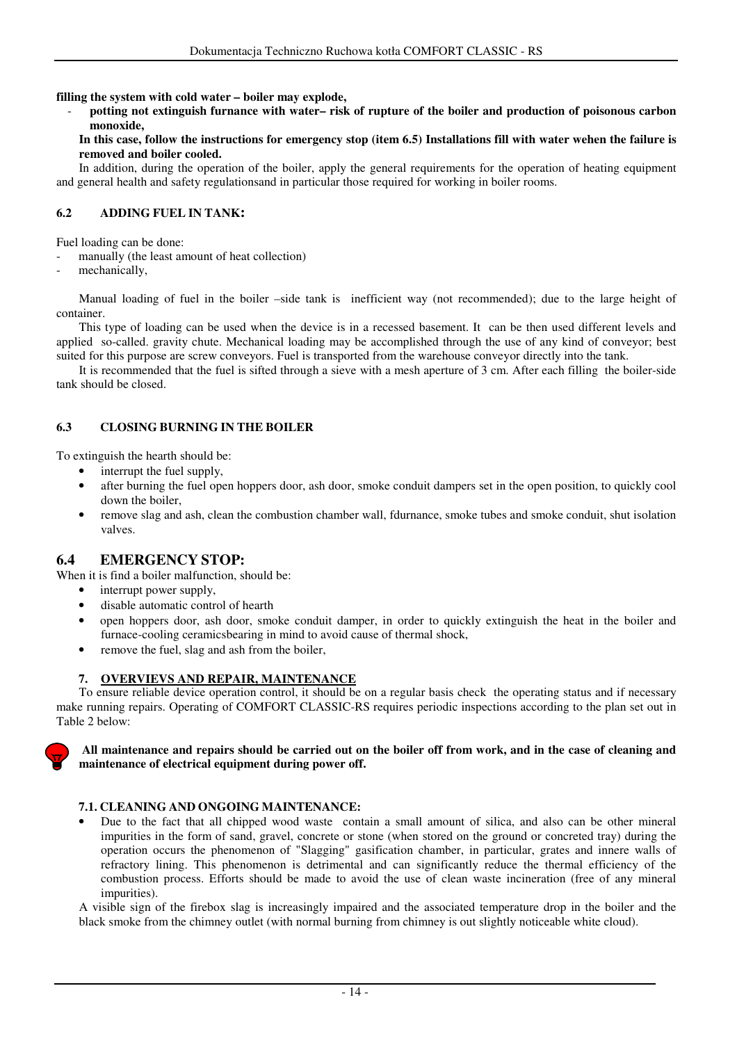**filling the system with cold water – boiler may explode,**

- **potting not extinguish furnance with water– risk of rupture of the boiler and production of poisonous carbon monoxide,**

**In this case, follow the instructions for emergency stop (item 6.5) Installations fill with water wehen the failure is removed and boiler cooled.**

In addition, during the operation of the boiler, apply the general requirements for the operation of heating equipment and general health and safety regulationsand in particular those required for working in boiler rooms.

### 6.2 ADDING FUEL IN TANK:

Fuel loading can be done:

- manually (the least amount of heat collection)
- mechanically,

Manual loading of fuel in the boiler –side tank is inefficient way (not recommended); due to the large height of container.

This type of loading can be used when the device is in a recessed basement. It can be then used different levels and applied so-called. gravity chute. Mechanical loading may be accomplished through the use of any kind of conveyor; best suited for this purpose are screw conveyors. Fuel is transported from the warehouse conveyor directly into the tank.

It is recommended that the fuel is sifted through a sieve with a mesh aperture of 3 cm. After each filling the boiler-side tank should be closed.

### 6.3 CLOSING BURNING IN THE BOILER

To extinguish the hearth should be:

- interrupt the fuel supply,
- after burning the fuel open hoppers door, ash door, smoke conduit dampers set in the open position, to quickly cool down the boiler,
- remove slag and ash, clean the combustion chamber wall, fdurnance, smoke tubes and smoke conduit, shut isolation valves.

## 6.4 EMERGENCY STOP:

When it is find a boiler malfunction, should be:

- interrupt power supply,
- disable automatic control of hearth
- open hoppers door, ash door, smoke conduit damper, in order to quickly extinguish the heat in the boiler and furnace-cooling ceramicsbearing in mind to avoid cause of thermal shock,
- remove the fuel, slag and ash from the boiler,

## 7. OVERVIEVS AND REPAIR, MAINTENANCE

To ensure reliable device operation control, it should be on a regular basis check the operating status and if necessary make running repairs. Operating of COMFORT CLASSIC-RS requires periodic inspections according to the plan set out in Table 2 below:

**All maintenance and repairs should be carried out on the boiler off from work, and in the case of cleaning and maintenance of electrical equipment during power off.**

### 7.1. CLEANING AND ONGOING MAINTENANCE:

- Due to the fact that all chipped wood waste contain a small amount of silica, and also can be other mineral impurities in the form of sand, gravel, concrete or stone (when stored on the ground or concreted tray) during the operation occurs the phenomenon of "Slagging" gasification chamber, in particular, grates and innere walls of refractory lining. This phenomenon is detrimental and can significantly reduce the thermal efficiency of the combustion process. Efforts should be made to avoid the use of clean waste incineration (free of any mineral impurities).

A visible sign of the firebox slag is increasingly impaired and the associated temperature drop in the boiler and the black smoke from the chimney outlet (with normal burning from chimney is out slightly noticeable white cloud).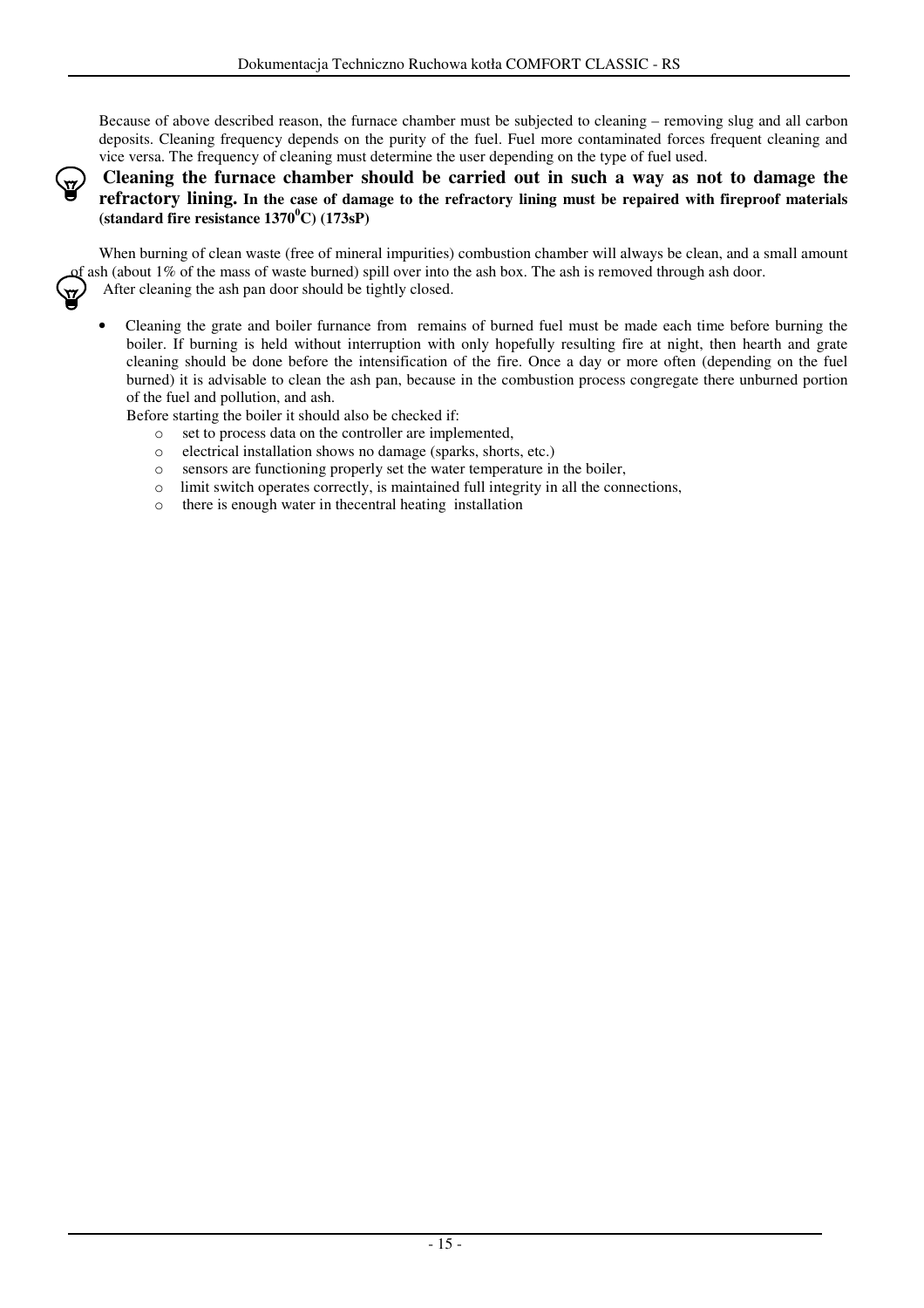Because of above described reason, the furnace chamber must be subjected to cleaning – removing slug and all carbon deposits. Cleaning frequency depends on the purity of the fuel. Fuel more contaminated forces frequent cleaning and vice versa. The frequency of cleaning must determine the user depending on the type of fuel used.

**Cleaning the furnace chamber should be carried out in such a way as not to damage the refractory lining. In the case of damage to the refractory lining must be repaired with fireproof materials (standard fire resistance 1370$^0$C) (173sP)**

When burning of clean waste (free of mineral impurities) combustion chamber will always be clean, and a small amount of ash (about 1% of the mass of waste burned) spill over into the ash box. The ash is removed through ash door.

After cleaning the ash pan door should be tightly closed.

- Cleaning the grate and boiler furnance from remains of burned fuel must be made each time before burning the boiler. If burning is held without interruption with only hopefully resulting fire at night, then hearth and grate cleaning should be done before the intensification of the fire. Once a day or more often (depending on the fuel burned) it is advisable to clean the ash pan, because in the combustion process congregate there unburned portion of the fuel and pollution, and ash.

  Before starting the boiler it should also be checked if:
  - set to process data on the controller are implemented,
  - electrical installation shows no damage (sparks, shorts, etc.)
  - sensors are functioning properly set the water temperature in the boiler,
  - limit switch operates correctly, is maintained full integrity in all the connections,
  - there is enough water in thecentral heating installation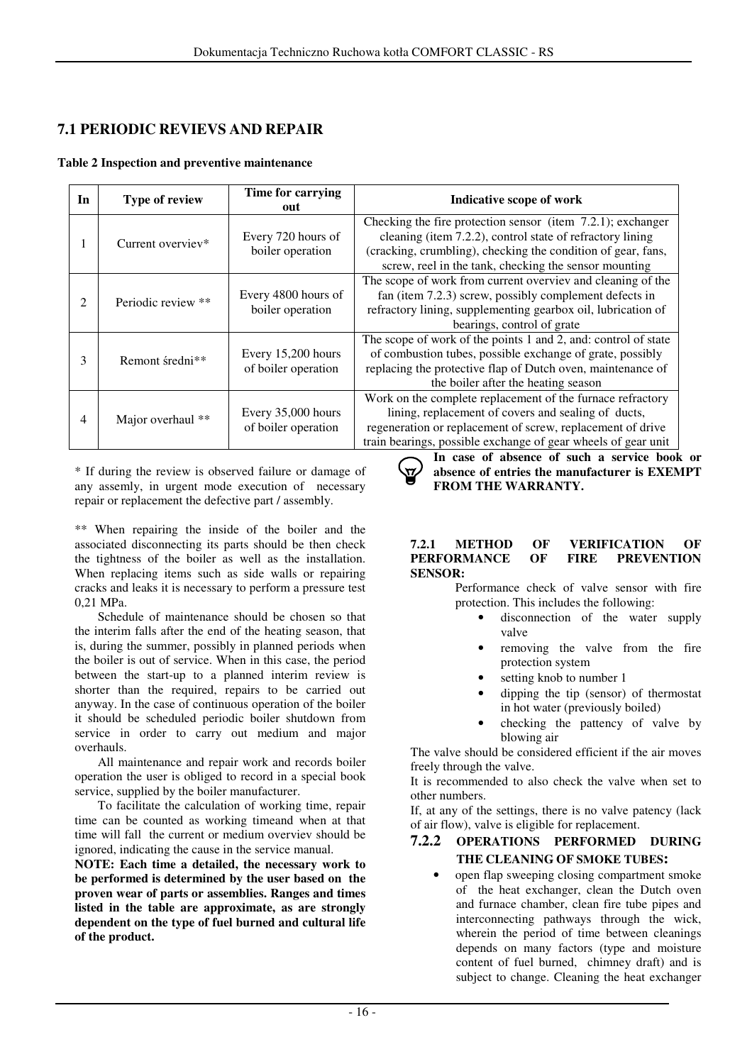## 7.1 PERIODIC REVIEVS AND REPAIR

**Table 2 Inspection and preventive maintenance**

| In | Type of review | Time for carrying out | Indicative scope of work |
|---|---|---|---|
| 1 | Current overviev* | Every 720 hours of boiler operation | Checking the fire protection sensor (item 7.2.1); exchanger cleaning (item 7.2.2), control state of refractory lining (cracking, crumbling), checking the condition of gear, fans, screw, reel in the tank, checking the sensor mounting |
| 2 | Periodic review ** | Every 4800 hours of boiler operation | The scope of work from current overviev and cleaning of the fan (item 7.2.3) screw, possibly complement defects in refractory lining, supplementing gearbox oil, lubrication of bearings, control of grate |
| 3 | Remont średni** | Every 15,200 hours of boiler operation | The scope of work of the points 1 and 2, and: control of state of combustion tubes, possible exchange of grate, possibly replacing the protective flap of Dutch oven, maintenance of the boiler after the heating season |
| 4 | Major overhaul ** | Every 35,000 hours of boiler operation | Work on the complete replacement of the furnace refractory lining, replacement of covers and sealing of ducts, regeneration or replacement of screw, replacement of drive train bearings, possible exchange of gear wheels of gear unit |

\* If during the review is observed failure or damage of any assemly, in urgent mode execution of necessary repair or replacement the defective part / assembly.

** When repairing the inside of the boiler and the associated disconnecting its parts should be then check the tightness of the boiler as well as the installation. When replacing items such as side walls or repairing cracks and leaks it is necessary to perform a pressure test 0,21 MPa.

Schedule of maintenance should be chosen so that the interim falls after the end of the heating season, that is, during the summer, possibly in planned periods when the boiler is out of service. When in this case, the period between the start-up to a planned interim review is shorter than the required, repairs to be carried out anyway. In the case of continuous operation of the boiler it should be scheduled periodic boiler shutdown from service in order to carry out medium and major overhauls.

All maintenance and repair work and records boiler operation the user is obliged to record in a special book service, supplied by the boiler manufacturer.

To facilitate the calculation of working time, repair time can be counted as working timeand when at that time will fall the current or medium overviev should be ignored, indicating the cause in the service manual.

**NOTE: Each time a detailed, the necessary work to be performed is determined by the user based on the proven wear of parts or assemblies. Ranges and times listed in the table are approximate, as are strongly dependent on the type of fuel burned and cultural life of the product.**

**In case of absence of such a service book or absence of entries the manufacturer is EXEMPT FROM THE WARRANTY.**

#### 7.2.1 METHOD OF VERIFICATION OF PERFORMANCE OF FIRE PREVENTION SENSOR:

Performance check of valve sensor with fire protection. This includes the following:

- disconnection of the water supply valve
- removing the valve from the fire protection system
- setting knob to number 1
- dipping the tip (sensor) of thermostat in hot water (previously boiled)
- checking the pattency of valve by blowing air

The valve should be considered efficient if the air moves freely through the valve.

It is recommended to also check the valve when set to other numbers.

If, at any of the settings, there is no valve patency (lack of air flow), valve is eligible for replacement.

#### 7.2.2 OPERATIONS PERFORMED DURING THE CLEANING OF SMOKE TUBES:

- open flap sweeping closing compartment smoke of the heat exchanger, clean the Dutch oven and furnace chamber, clean fire tube pipes and interconnecting pathways through the wick, wherein the period of time between cleanings depends on many factors (type and moisture content of fuel burned, chimney draft) and is subject to change. Cleaning the heat exchanger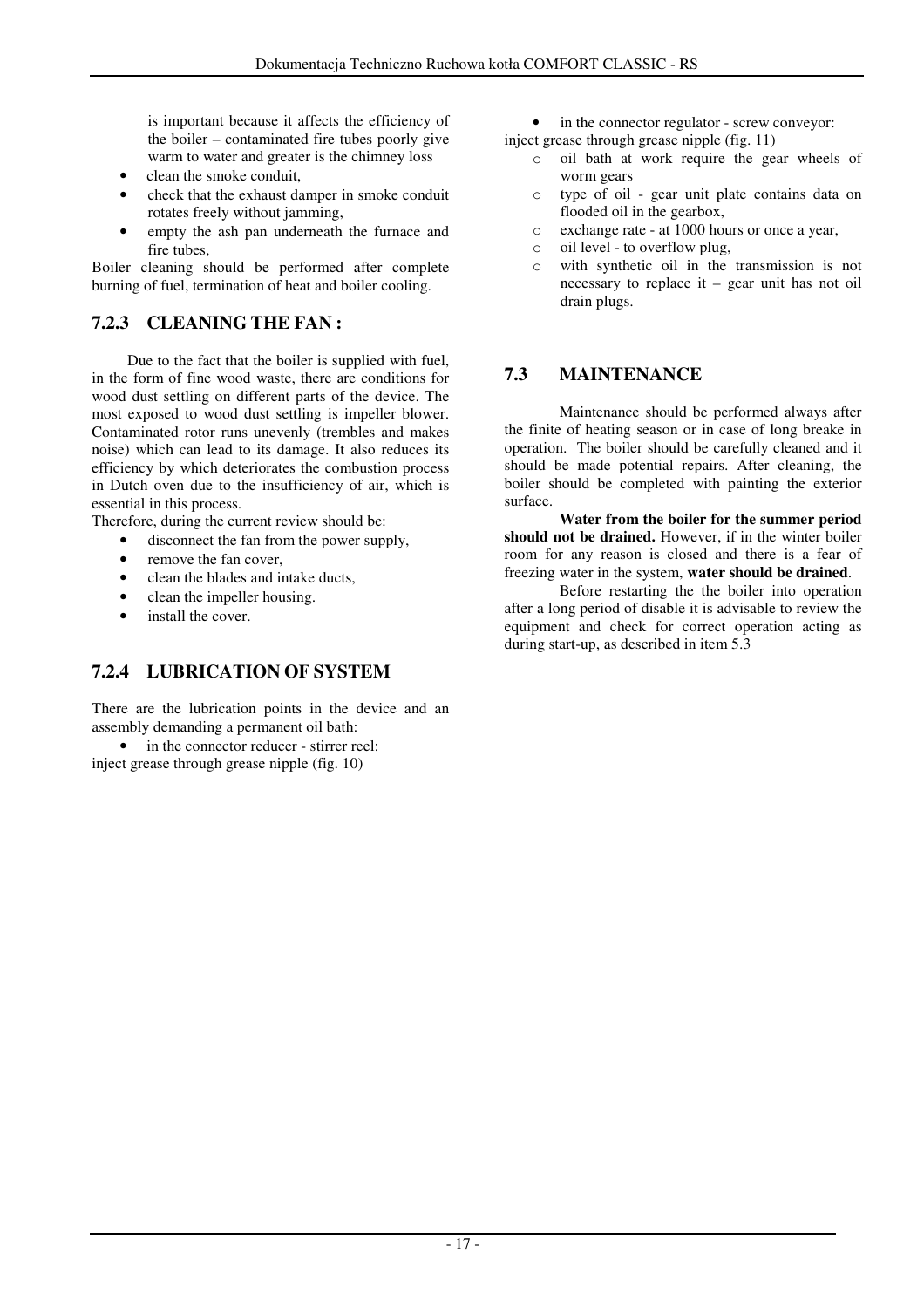is important because it affects the efficiency of the boiler – contaminated fire tubes poorly give warm to water and greater is the chimney loss

- clean the smoke conduit,
- check that the exhaust damper in smoke conduit rotates freely without jamming,
- empty the ash pan underneath the furnace and fire tubes,

Boiler cleaning should be performed after complete burning of fuel, termination of heat and boiler cooling.

### 7.2.3 CLEANING THE FAN :

Due to the fact that the boiler is supplied with fuel, in the form of fine wood waste, there are conditions for wood dust settling on different parts of the device. The most exposed to wood dust settling is impeller blower. Contaminated rotor runs unevenly (trembles and makes noise) which can lead to its damage. It also reduces its efficiency by which deteriorates the combustion process in Dutch oven due to the insufficiency of air, which is essential in this process.

Therefore, during the current review should be:

- disconnect the fan from the power supply,
- remove the fan cover,
- clean the blades and intake ducts,
- clean the impeller housing.
- install the cover.

### 7.2.4 LUBRICATION OF SYSTEM

There are the lubrication points in the device and an assembly demanding a permanent oil bath:

- in the connector reducer - stirrer reel:

inject grease through grease nipple (fig. 10)

- in the connector regulator - screw conveyor:

inject grease through grease nipple (fig. 11)

- oil bath at work require the gear wheels of worm gears
- type of oil - gear unit plate contains data on flooded oil in the gearbox,
- exchange rate - at 1000 hours or once a year,
- oil level - to overflow plug,
- with synthetic oil in the transmission is not necessary to replace it – gear unit has not oil drain plugs.

## 7.3 MAINTENANCE

Maintenance should be performed always after the finite of heating season or in case of long breake in operation. The boiler should be carefully cleaned and it should be made potential repairs. After cleaning, the boiler should be completed with painting the exterior surface.

**Water from the boiler for the summer period should not be drained.** However, if in the winter boiler room for any reason is closed and there is a fear of freezing water in the system, **water should be drained**.

Before restarting the the boiler into operation after a long period of disable it is advisable to review the equipment and check for correct operation acting as during start-up, as described in item 5.3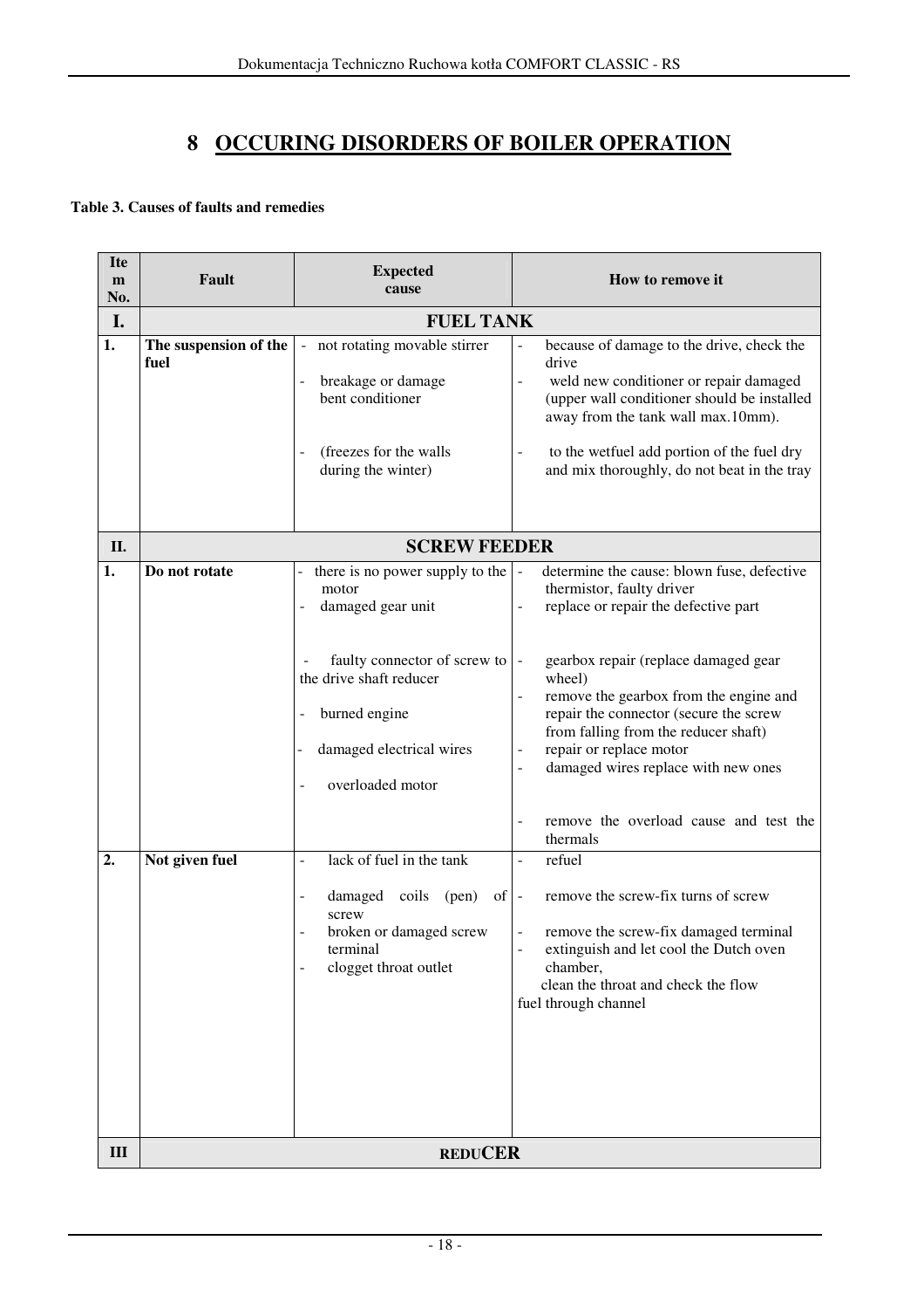# 8 OCCURING DISORDERS OF BOILER OPERATION

**Table 3. Causes of faults and remedies**

| Item No. | Fault | Expected cause | How to remove it |
|---|---|---|---|
| **I.** | **FUEL TANK** | | |
| **1.** | **The suspension of the fuel** | - not rotating movable stirrer<br>- breakage or damage bent conditioner<br>- (freezes for the walls during the winter) | - because of damage to the drive, check the drive<br>- weld new conditioner or repair damaged (upper wall conditioner should be installed away from the tank wall max.10mm).<br>- to the wetfuel add portion of the fuel dry and mix thoroughly, do not beat in the tray |
| **II.** | **SCREW FEEDER** | | |
| **1.** | **Do not rotate** | - there is no power supply to the motor<br>- damaged gear unit<br>- faulty connector of screw to the drive shaft reducer<br>- burned engine<br>- damaged electrical wires<br>- overloaded motor | - determine the cause: blown fuse, defective thermistor, faulty driver<br>- replace or repair the defective part<br>- gearbox repair (replace damaged gear wheel)<br>- remove the gearbox from the engine and repair the connector (secure the screw from falling from the reducer shaft)<br>- repair or replace motor<br>- damaged wires replace with new ones<br>- remove the overload cause and test the thermals |
| **2.** | **Not given fuel** | - lack of fuel in the tank<br>- damaged coils (pen) of screw<br>- broken or damaged screw terminal<br>- clogget throat outlet | - refuel<br>- remove the screw-fix turns of screw<br>- remove the screw-fix damaged terminal<br>- extinguish and let cool the Dutch oven chamber, clean the throat and check the flow fuel through channel |
| **III** | **REDUCER** | | |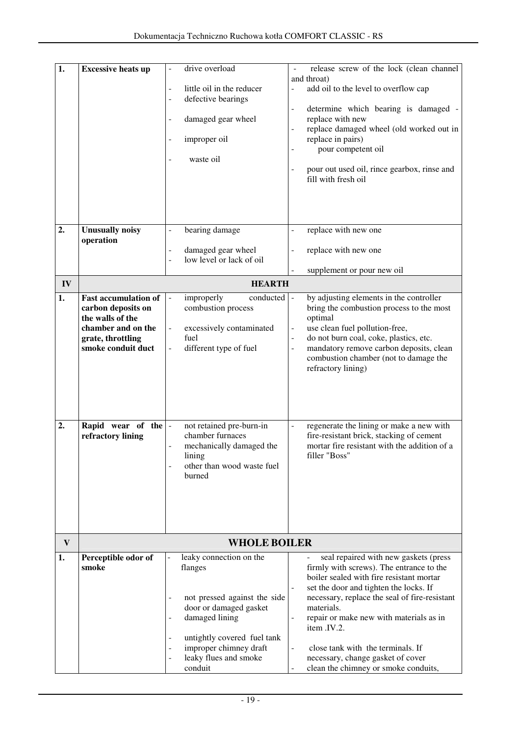| | | | |
|---|---|---|---|
| **1.** | **Excessive heats up** | - drive overload<br>- little oil in the reducer<br>- defective bearings<br>- damaged gear wheel<br>- improper oil<br>- waste oil | - release screw of the lock (clean channel and throat)<br>- add oil to the level to overflow cap<br>- determine which bearing is damaged - replace with new<br>- replace damaged wheel (old worked out in replace in pairs)<br>- pour competent oil<br>- pour out used oil, rince gearbox, rinse and fill with fresh oil |
| **2.** | **Unusually noisy operation** | - bearing damage<br>- damaged gear wheel<br>- low level or lack of oil | - replace with new one<br>- replace with new one<br>- supplement or pour new oil |
| **IV** | **HEARTH** | | |
| **1.** | **Fast accumulation of carbon deposits on the walls of the chamber and on the grate, throttling smoke conduit duct** | - improperly conducted combustion process<br>- excessively contaminated fuel<br>- different type of fuel | - by adjusting elements in the controller bring the combustion process to the most optimal<br>- use clean fuel pollution-free,<br>- do not burn coal, coke, plastics, etc.<br>- mandatory remove carbon deposits, clean combustion chamber (not to damage the refractory lining) |
| **2.** | **Rapid wear of the refractory lining** | - not retained pre-burn-in chamber furnaces<br>- mechanically damaged the lining<br>- other than wood waste fuel burned | - regenerate the lining or make a new with fire-resistant brick, stacking of cement mortar fire resistant with the addition of a filler "Boss" |
| **V** | **WHOLE BOILER** | | |
| **1.** | **Perceptible odor of smoke** | - leaky connection on the flanges<br>- not pressed against the side door or damaged gasket<br>- damaged lining<br>- untightly covered fuel tank<br>- improper chimney draft<br>- leaky flues and smoke conduit | - seal repaired with new gaskets (press firmly with screws). The entrance to the boiler sealed with fire resistant mortar<br>- set the door and tighten the locks. If necessary, replace the seal of fire-resistant materials.<br>- repair or make new with materials as in item .IV.2.<br>- close tank with the terminals. If necessary, change gasket of cover<br>- clean the chimney or smoke conduits, |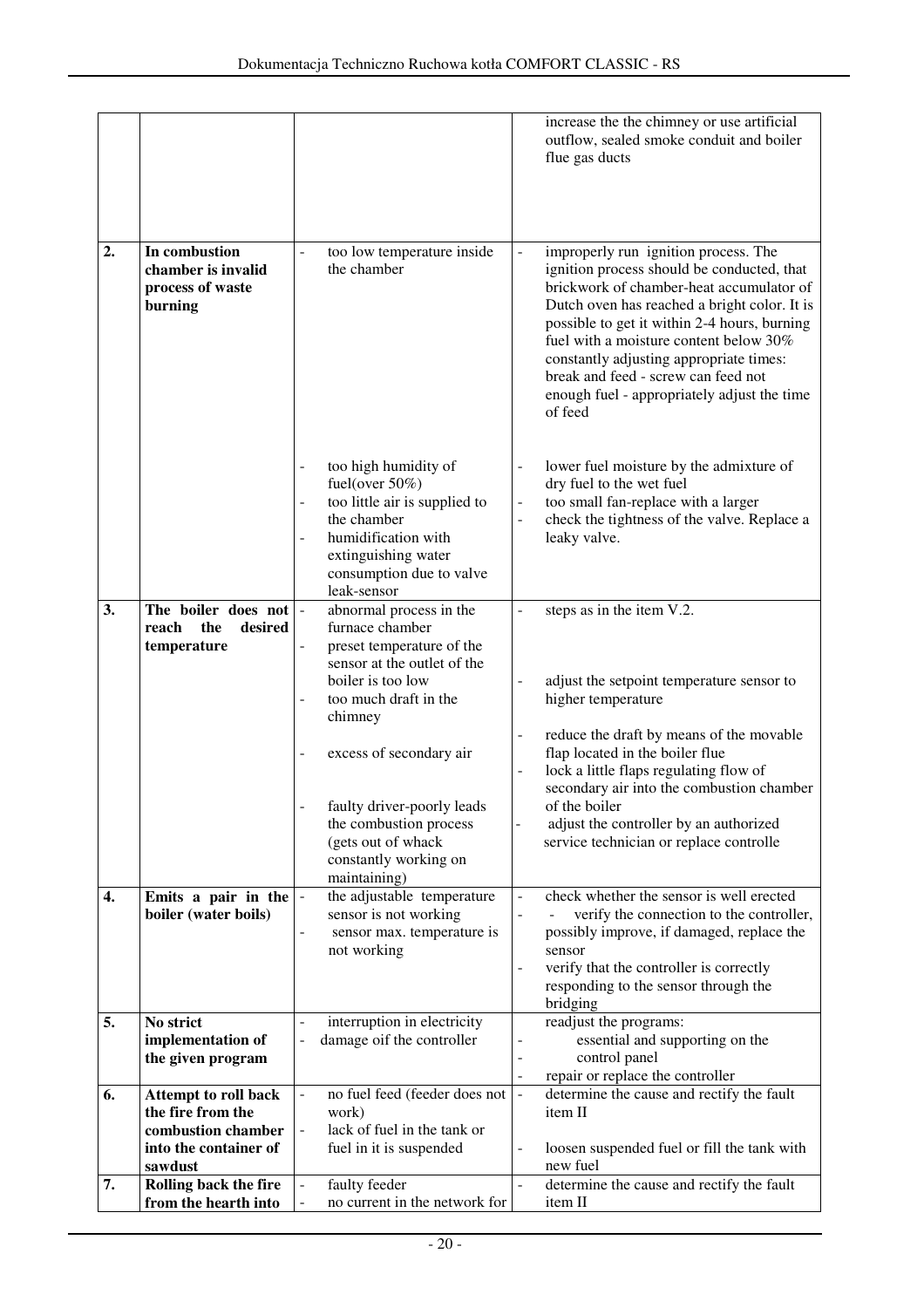| | | | |
|---|---|---|---|
| | | | increase the the chimney or use artificial outflow, sealed smoke conduit and boiler flue gas ducts |
| **2.** | **In combustion chamber is invalid process of waste burning** | - too low temperature inside the chamber | - improperly run ignition process. The ignition process should be conducted, that brickwork of chamber-heat accumulator of Dutch oven has reached a bright color. It is possible to get it within 2-4 hours, burning fuel with a moisture content below 30% constantly adjusting appropriate times: break and feed - screw can feed not enough fuel - appropriately adjust the time of feed |
| | | - too high humidity of fuel(over 50%)<br>- too little air is supplied to the chamber<br>- humidification with extinguishing water consumption due to valve leak-sensor | - lower fuel moisture by the admixture of dry fuel to the wet fuel<br>- too small fan-replace with a larger<br>- check the tightness of the valve. Replace a leaky valve. |
| **3.** | **The boiler does not reach the desired temperature** | - abnormal process in the furnace chamber<br>- preset temperature of the sensor at the outlet of the boiler is too low<br>- too much draft in the chimney<br>- excess of secondary air<br>- faulty driver-poorly leads the combustion process (gets out of whack constantly working on maintaining) | - steps as in the item V.2.<br>- adjust the setpoint temperature sensor to higher temperature<br>- reduce the draft by means of the movable flap located in the boiler flue<br>- lock a little flaps regulating flow of secondary air into the combustion chamber of the boiler<br>- adjust the controller by an authorized service technician or replace controlle |
| **4.** | **Emits a pair in the boiler (water boils)** | - the adjustable temperature sensor is not working<br>- sensor max. temperature is not working | - check whether the sensor is well erected<br>- - verify the connection to the controller, possibly improve, if damaged, replace the sensor<br>- verify that the controller is correctly responding to the sensor through the bridging |
| **5.** | **No strict implementation of the given program** | - interruption in electricity<br>- damage oif the controller | readjust the programs:<br>- essential and supporting on the<br>- control panel<br>- repair or replace the controller |
| **6.** | **Attempt to roll back the fire from the combustion chamber into the container of sawdust** | - no fuel feed (feeder does not work)<br>- lack of fuel in the tank or fuel in it is suspended | - determine the cause and rectify the fault item II<br>- loosen suspended fuel or fill the tank with new fuel |
| **7.** | **Rolling back the fire from the hearth into** | - faulty feeder<br>- no current in the network for | - determine the cause and rectify the fault item II |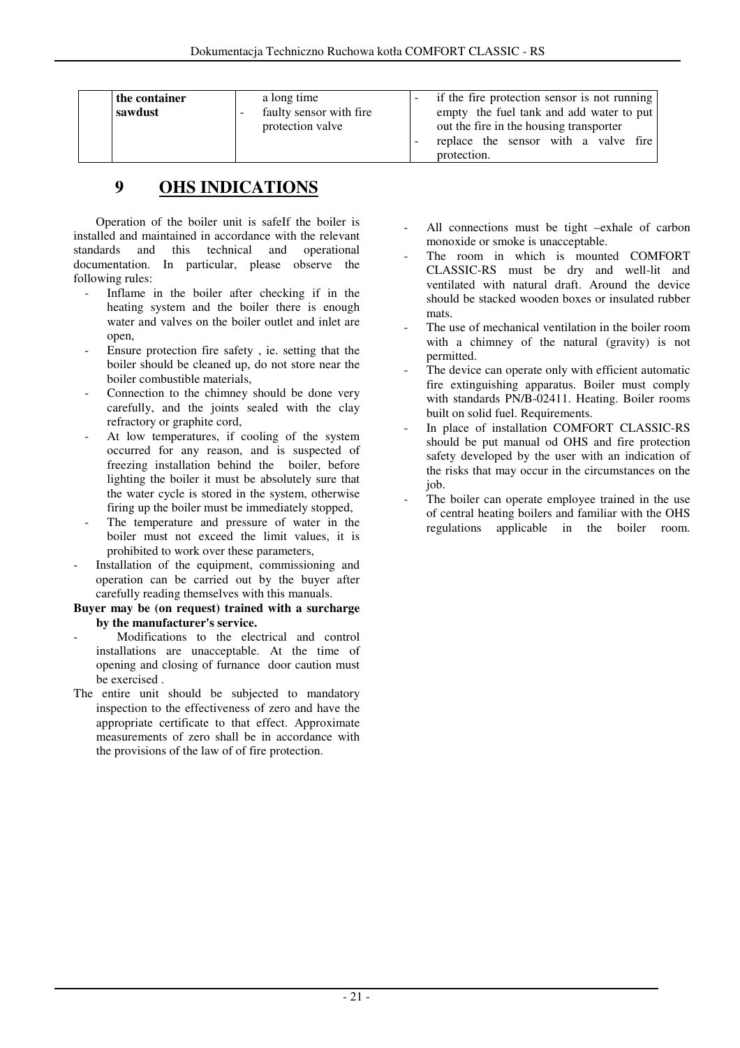| | | | |
|---|---|---|---|
| | **the container sawdust** | a long time<br>- faulty sensor with fire protection valve | - if the fire protection sensor is not running empty the fuel tank and add water to put out the fire in the housing transporter<br>- replace the sensor with a valve fire protection. |

# 9 OHS INDICATIONS

Operation of the boiler unit is safeIf the boiler is installed and maintained in accordance with the relevant standards and this technical and operational documentation. In particular, please observe the following rules:

- Inflame in the boiler after checking if in the heating system and the boiler there is enough water and valves on the boiler outlet and inlet are open,
- Ensure protection fire safety , ie. setting that the boiler should be cleaned up, do not store near the boiler combustible materials,
- Connection to the chimney should be done very carefully, and the joints sealed with the clay refractory or graphite cord,
- At low temperatures, if cooling of the system occurred for any reason, and is suspected of freezing installation behind the boiler, before lighting the boiler it must be absolutely sure that the water cycle is stored in the system, otherwise firing up the boiler must be immediately stopped,
- The temperature and pressure of water in the boiler must not exceed the limit values, it is prohibited to work over these parameters,
- Installation of the equipment, commissioning and operation can be carried out by the buyer after carefully reading themselves with this manuals.

**Buyer may be (on request) trained with a surcharge by the manufacturer's service.**

- Modifications to the electrical and control installations are unacceptable. At the time of opening and closing of furnance door caution must be exercised .

The entire unit should be subjected to mandatory inspection to the effectiveness of zero and have the appropriate certificate to that effect. Approximate measurements of zero shall be in accordance with the provisions of the law of of fire protection.

- All connections must be tight –exhale of carbon monoxide or smoke is unacceptable.
- The room in which is mounted COMFORT CLASSIC-RS must be dry and well-lit and ventilated with natural draft. Around the device should be stacked wooden boxes or insulated rubber mats.
- The use of mechanical ventilation in the boiler room with a chimney of the natural (gravity) is not permitted.
- The device can operate only with efficient automatic fire extinguishing apparatus. Boiler must comply with standards PN/B-02411. Heating. Boiler rooms built on solid fuel. Requirements.
- In place of installation COMFORT CLASSIC-RS should be put manual od OHS and fire protection safety developed by the user with an indication of the risks that may occur in the circumstances on the job.
- The boiler can operate employee trained in the use of central heating boilers and familiar with the OHS regulations applicable in the boiler room.